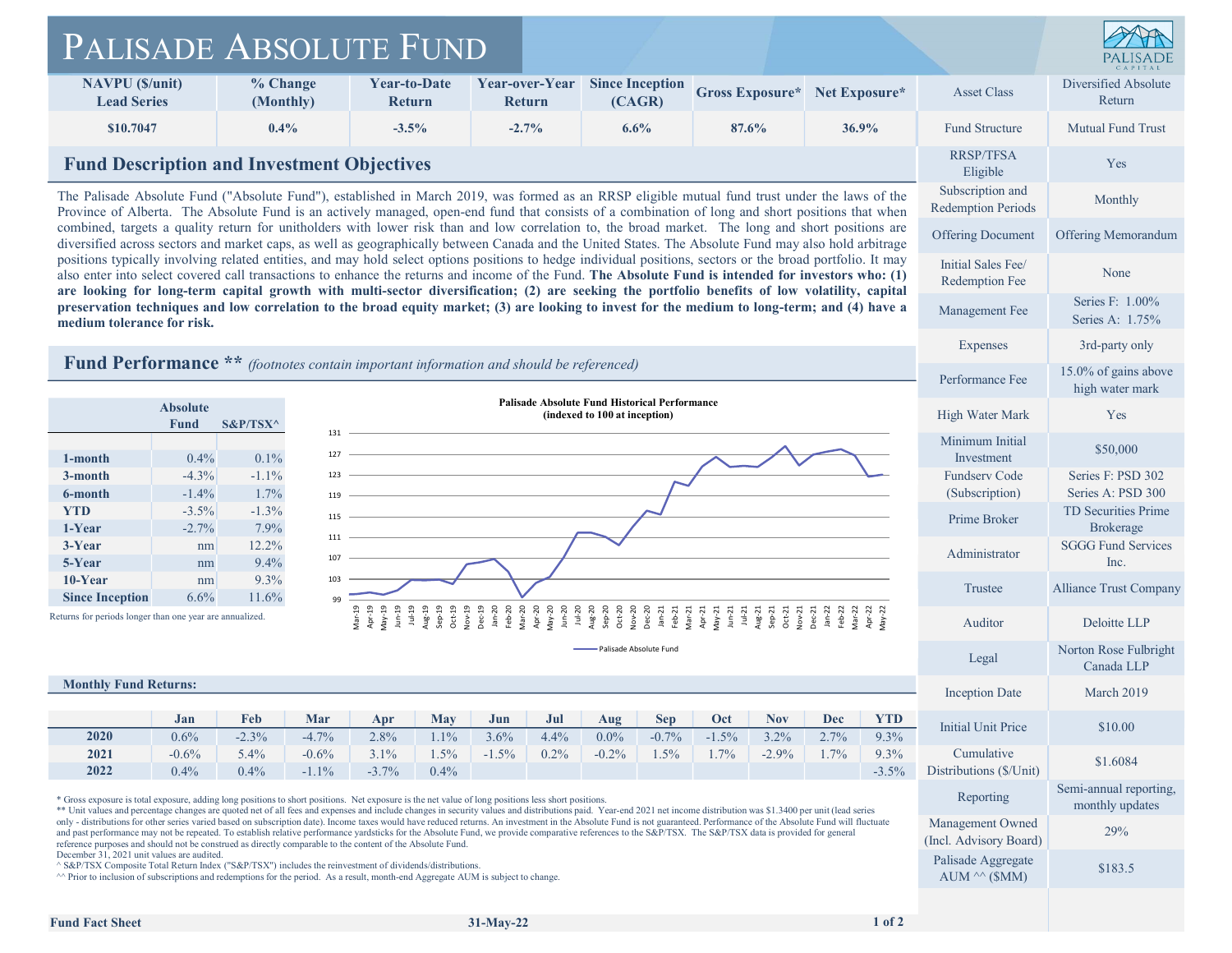# Palisade Absolute Fund

| NAVPU ($/unit) Lead Series | % Change (Monthly) | Year-to-Date Return | Year-over-Year Return | Since Inception (CAGR) | Gross Exposure* | Net Exposure* |
|---|---|---|---|---|---|---|
| $10.7047 | 0.4% | -3.5% | -2.7% | 6.6% | 87.6% | 36.9% |

## Fund Description and Investment Objectives

The Palisade Absolute Fund ("Absolute Fund"), established in March 2019, was formed as an RRSP eligible mutual fund trust under the laws of the Province of Alberta. The Absolute Fund is an actively managed, open-end fund that consists of a combination of long and short positions that when combined, targets a quality return for unitholders with lower risk than and low correlation to, the broad market. The long and short positions are diversified across sectors and market caps, as well as geographically between Canada and the United States. The Absolute Fund may also hold arbitrage positions typically involving related entities, and may hold select options positions to hedge individual positions, sectors or the broad portfolio. It may also enter into select covered call transactions to enhance the returns and income of the Fund. **The Absolute Fund is intended for investors who: (1) are looking for long-term capital growth with multi-sector diversification; (2) are seeking the portfolio benefits of low volatility, capital preservation techniques and low correlation to the broad equity market; (3) are looking to invest for the medium to long-term; and (4) have a medium tolerance for risk.**

## Fund Performance ** *(footnotes contain important information and should be referenced)*

| | Absolute Fund | S&P/TSX^ |
|---|---|---|
| 1-month | 0.4% | 0.1% |
| 3-month | -4.3% | -1.1% |
| 6-month | -1.4% | 1.7% |
| YTD | -3.5% | -1.3% |
| 1-Year | -2.7% | 7.9% |
| 3-Year | nm | 12.2% |
| 5-Year | nm | 9.4% |
| 10-Year | nm | 9.3% |
| Since Inception | 6.6% | 11.6% |

Returns for periods longer than one year are annualized.

**Palisade Absolute Fund Historical Performance (indexed to 100 at inception)**

Palisade Absolute Fund

### Monthly Fund Returns:

| | Jan | Feb | Mar | Apr | May | Jun | Jul | Aug | Sep | Oct | Nov | Dec | YTD |
|---|---|---|---|---|---|---|---|---|---|---|---|---|---|
| 2020 | 0.6% | -2.3% | -4.7% | 2.8% | 1.1% | 3.6% | 4.4% | 0.0% | -0.7% | -1.5% | 3.2% | 2.7% | 9.3% |
| 2021 | -0.6% | 5.4% | -0.6% | 3.1% | 1.5% | -1.5% | 0.2% | -0.2% | 1.5% | 1.7% | -2.9% | 1.7% | 9.3% |
| 2022 | 0.4% | 0.4% | -1.1% | -3.7% | 0.4% | | | | | | | | -3.5% |

| | |
|---|---|
| Asset Class | Diversified Absolute Return |
| Fund Structure | Mutual Fund Trust |
| RRSP/TFSA Eligible | Yes |
| Subscription and Redemption Periods | Monthly |
| Offering Document | Offering Memorandum |
| Initial Sales Fee/ Redemption Fee | None |
| Management Fee | Series F: 1.00% Series A: 1.75% |
| Expenses | 3rd-party only |
| Performance Fee | 15.0% of gains above high water mark |
| High Water Mark | Yes |
| Minimum Initial Investment | $50,000 |
| Fundserv Code (Subscription) | Series F: PSD 302 Series A: PSD 300 |
| Prime Broker | TD Securities Prime Brokerage |
| Administrator | SGGG Fund Services Inc. |
| Trustee | Alliance Trust Company |
| Auditor | Deloitte LLP |
| Legal | Norton Rose Fulbright Canada LLP |
| Inception Date | March 2019 |
| Initial Unit Price | $10.00 |
| Cumulative Distributions ($/Unit) | $1.6084 |
| Reporting | Semi-annual reporting, monthly updates |
| Management Owned (Incl. Advisory Board) | 29% |
| Palisade Aggregate AUM ^^ ($MM) | $183.5 |

\* Gross exposure is total exposure, adding long positions to short positions. Net exposure is the net value of long positions less short positions.
** Unit values and percentage changes are quoted net of all fees and expenses and include changes in security values and distributions paid. Year-end 2021 net income distribution was $1.3400 per unit (lead series only - distributions for other series varied based on subscription date). Income taxes would have reduced returns. An investment in the Absolute Fund is not guaranteed. Performance of the Absolute Fund will fluctuate and past performance may not be repeated. To establish relative performance yardsticks for the Absolute Fund, we provide comparative references to the S&P/TSX. The S&P/TSX data is provided for general reference purposes and should not be construed as directly comparable to the content of the Absolute Fund.
December 31, 2021 unit values are audited.
^ S&P/TSX Composite Total Return Index ("S&P/TSX") includes the reinvestment of dividends/distributions.
^^ Prior to inclusion of subscriptions and redemptions for the period. As a result, month-end Aggregate AUM is subject to change.

Fund Fact Sheet — 31-May-22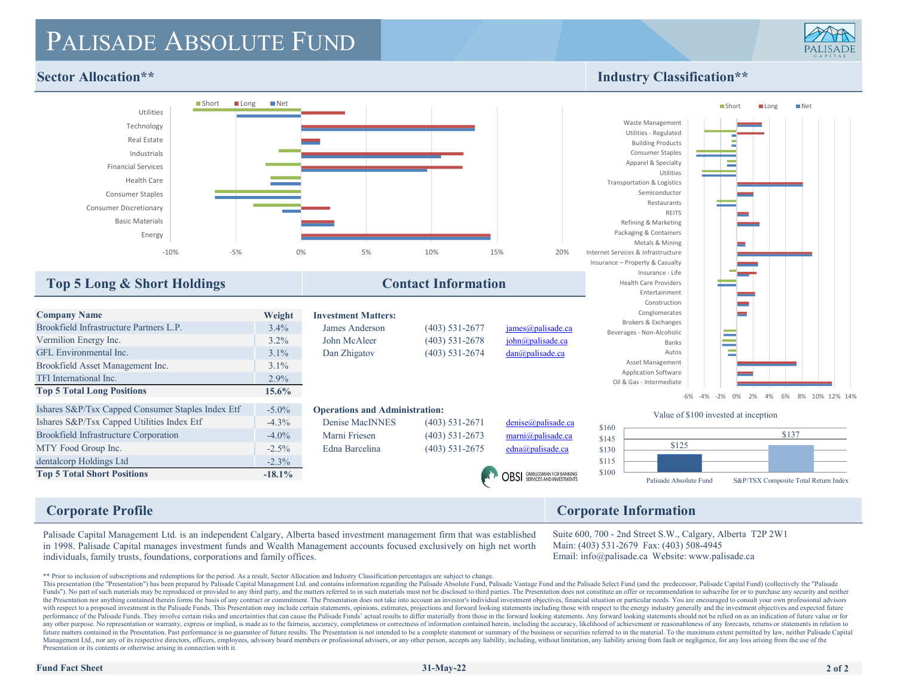# Palisade Absolute Fund

## Sector Allocation**

Short Long Net

Utilities
Technology
Real Estate
Industrials
Financial Services
Health Care
Consumer Staples
Consumer Discretionary
Basic Materials
Energy

-10% -5% 0% 5% 10% 15% 20%

## Industry Classification**

Short Long Net

Waste Management
Utilities - Regulated
Building Products
Consumer Staples
Apparel & Specialty
Utilities
Transportation & Logistics
Semiconductor
Restaurants
REITS
Refining & Marketing
Packaging & Containers
Metals & Mining
Internet Services & Infrastructure
Insurance – Property & Casualty
Insurance - Life
Health Care Providers
Entertainment
Construction
Conglomerates
Brokers & Exchanges
Beverages - Non-Alcoholic
Banks
Autos
Asset Management
Application Software
Oil & Gas - Intermediate

-6% -4% -2% 0% 2% 4% 6% 8% 10% 12% 14%

## Top 5 Long & Short Holdings

| Company Name | Weight |
|---|---|
| Brookfield Infrastructure Partners L.P. | 3.4% |
| Vermilion Energy Inc. | 3.2% |
| GFL Environmental Inc. | 3.1% |
| Brookfield Asset Management Inc. | 3.1% |
| TFI International Inc. | 2.9% |
| **Top 5 Total Long Positions** | **15.6%** |
| Ishares S&P/Tsx Capped Consumer Staples Index Etf | -5.0% |
| Ishares S&P/Tsx Capped Utilities Index Etf | -4.3% |
| Brookfield Infrastructure Corporation | -4.0% |
| MTY Food Group Inc. | -2.5% |
| dentalcorp Holdings Ltd | -2.3% |
| **Top 5 Total Short Positions** | **-18.1%** |

## Contact Information

**Investment Matters:**

| | | |
|---|---|---|
| James Anderson | (403) 531-2677 | james@palisade.ca |
| John McAleer | (403) 531-2678 | john@palisade.ca |
| Dan Zhigatov | (403) 531-2674 | dan@palisade.ca |

**Operations and Administration:**

| | | |
|---|---|---|
| Denise MacINNES | (403) 531-2671 | denise@palisade.ca |
| Marni Friesen | (403) 531-2673 | marni@palisade.ca |
| Edna Barcelina | (403) 531-2675 | edna@palisade.ca |

OBSI OMBUDSMAN FOR BANKING SERVICES AND INVESTMENTS

Value of $100 invested at inception

$160
$145
$130
$115
$100

$125
$137

Palisade Absolute Fund
S&P/TSX Composite Total Return Index

## Corporate Profile

Palisade Capital Management Ltd. is an independent Calgary, Alberta based investment management firm that was established in 1998. Palisade Capital manages investment funds and Wealth Management accounts focused exclusively on high net worth individuals, family trusts, foundations, corporations and family offices.

## Corporate Information

Suite 600, 700 - 2nd Street S.W., Calgary, Alberta T2P 2W1
Main: (403) 531-2679 Fax: (403) 508-4945
Email: info@palisade.ca Website: www.palisade.ca

** Prior to inclusion of subscriptions and redemptions for the period. As a result, Sector Allocation and Industry Classification percentages are subject to change.

This presentation (the "Presentation") has been prepared by Palisade Capital Management Ltd. and contains information regarding the Palisade Absolute Fund, Palisade Vantage Fund and the Palisade Select Fund (and the predecessor, Palisade Capital Fund) (collectively the "Palisade Funds"). No part of such materials may be reproduced or provided to any third party, and the matters referred to in such materials must not be disclosed to third parties. The Presentation does not constitute an offer or recommendation to subscribe for or to purchase any security and neither the Presentation nor anything contained therein forms the basis of any contract or commitment. The Presentation does not take into account an investor's individual investment objectives, financial situation or particular needs. You are encouraged to consult your own professional advisors with respect to a proposed investment in the Palisade Funds. This Presentation may include certain statements, opinions, estimates, projections and forward looking statements including those with respect to the energy industry generally and the investment objectives and expected future performance of the Palisade Funds. They involve certain risks and uncertainties that can cause the Palisade Funds' actual results to differ materially from those in the forward looking statements. Any forward looking statements should not be relied on as an indication of future value or for any other purpose. No representation or warranty, express or implied, is made as to the fairness, accuracy, completeness or correctness of information contained herein, including the accuracy, likelihood of achievement or reasonableness of any forecasts, returns or statements in relation to future matters contained in the Presentation. Past performance is no guarantee of future results. The Presentation is not intended to be a complete statement or summary of the business or securities referred to in the material. To the maximum extent permitted by law, neither Palisade Capital Management Ltd., nor any of its respective directors, officers, employees, advisory board members or professional advisers, or any other person, accepts any liability, including, without limitation, any liability arising from fault or negligence, for any loss arising from the use of the Presentation or its contents or otherwise arising in connection with it.

Fund Fact Sheet 31-May-22